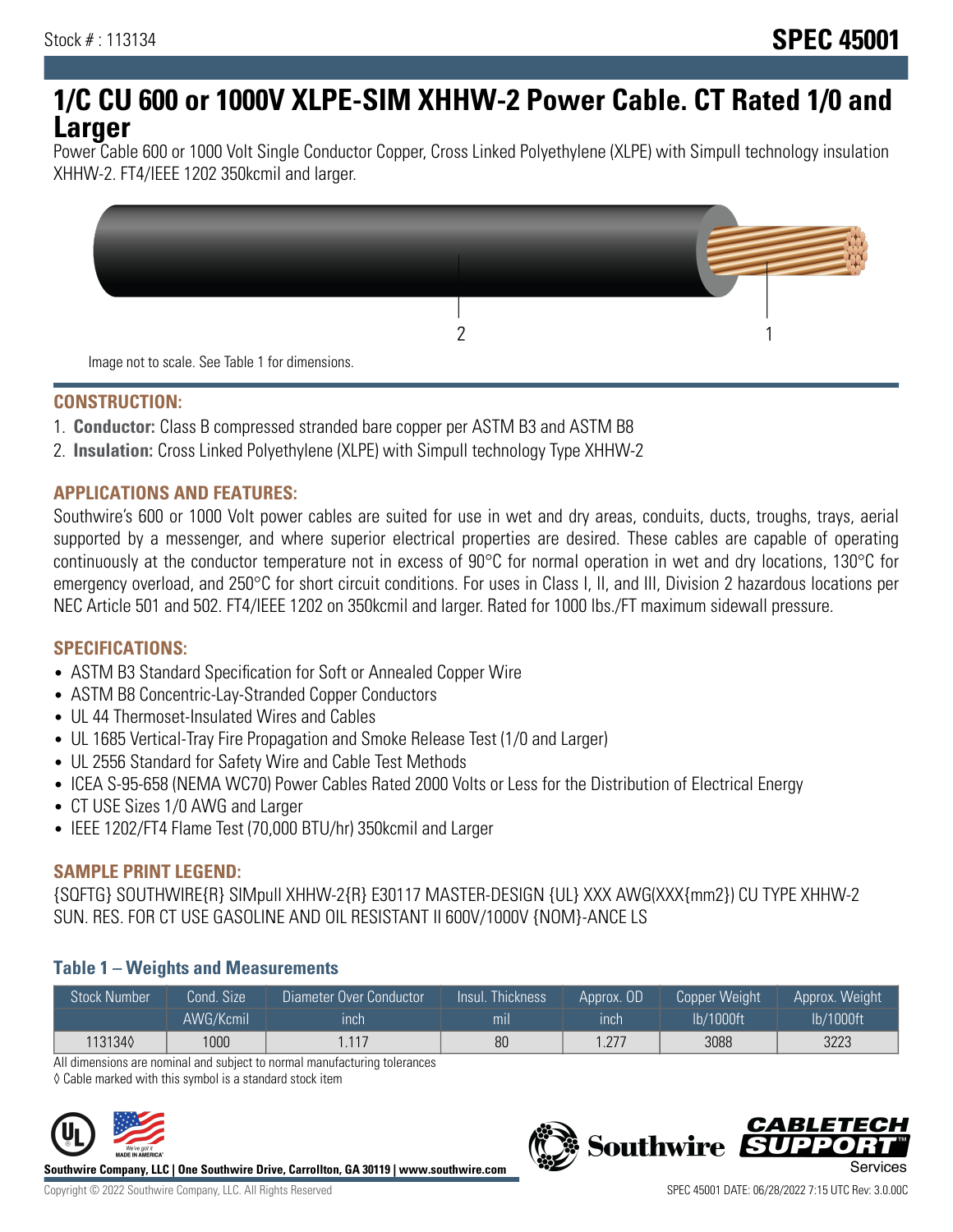Stock # : 113134

# SPEC 45001

# 1/C CU 600 or 1000V XLPE-SIM XHHW-2 Power Cable. CT Rated 1/0 and Larger

Power Cable 600 or 1000 Volt Single Conductor Copper, Cross Linked Polyethylene (XLPE) with Simpull technology insulation XHHW-2. FT4/IEEE 1202 350kcmil and larger.

Image not to scale. See Table 1 for dimensions.

## CONSTRUCTION:

1. **Conductor:** Class B compressed stranded bare copper per ASTM B3 and ASTM B8
2. **Insulation:** Cross Linked Polyethylene (XLPE) with Simpull technology Type XHHW-2

## APPLICATIONS AND FEATURES:

Southwire's 600 or 1000 Volt power cables are suited for use in wet and dry areas, conduits, ducts, troughs, trays, aerial supported by a messenger, and where superior electrical properties are desired. These cables are capable of operating continuously at the conductor temperature not in excess of 90°C for normal operation in wet and dry locations, 130°C for emergency overload, and 250°C for short circuit conditions. For uses in Class I, II, and III, Division 2 hazardous locations per NEC Article 501 and 502. FT4/IEEE 1202 on 350kcmil and larger. Rated for 1000 lbs./FT maximum sidewall pressure.

## SPECIFICATIONS:

- ASTM B3 Standard Specification for Soft or Annealed Copper Wire
- ASTM B8 Concentric-Lay-Stranded Copper Conductors
- UL 44 Thermoset-Insulated Wires and Cables
- UL 1685 Vertical-Tray Fire Propagation and Smoke Release Test (1/0 and Larger)
- UL 2556 Standard for Safety Wire and Cable Test Methods
- ICEA S-95-658 (NEMA WC70) Power Cables Rated 2000 Volts or Less for the Distribution of Electrical Energy
- CT USE Sizes 1/0 AWG and Larger
- IEEE 1202/FT4 Flame Test (70,000 BTU/hr) 350kcmil and Larger

## SAMPLE PRINT LEGEND:

{SQFTG} SOUTHWIRE{R} SIMpull XHHW-2{R} E30117 MASTER-DESIGN {UL} XXX AWG(XXX{mm2}) CU TYPE XHHW-2 SUN. RES. FOR CT USE GASOLINE AND OIL RESISTANT II 600V/1000V {NOM}-ANCE LS

### Table 1 – Weights and Measurements

| Stock Number | Cond. Size | Diameter Over Conductor | Insul. Thickness | Approx. OD | Copper Weight | Approx. Weight |
|---|---|---|---|---|---|---|
| | AWG/Kcmil | inch | mil | inch | lb/1000ft | lb/1000ft |
| 113134◊ | 1000 | 1.117 | 80 | 1.277 | 3088 | 3223 |

All dimensions are nominal and subject to normal manufacturing tolerances

◊ Cable marked with this symbol is a standard stock item

**Southwire Company, LLC | One Southwire Drive, Carrollton, GA 30119 | www.southwire.com**

Copyright © 2022 Southwire Company, LLC. All Rights Reserved

SPEC 45001 DATE: 06/28/2022 7:15 UTC Rev: 3.0.00C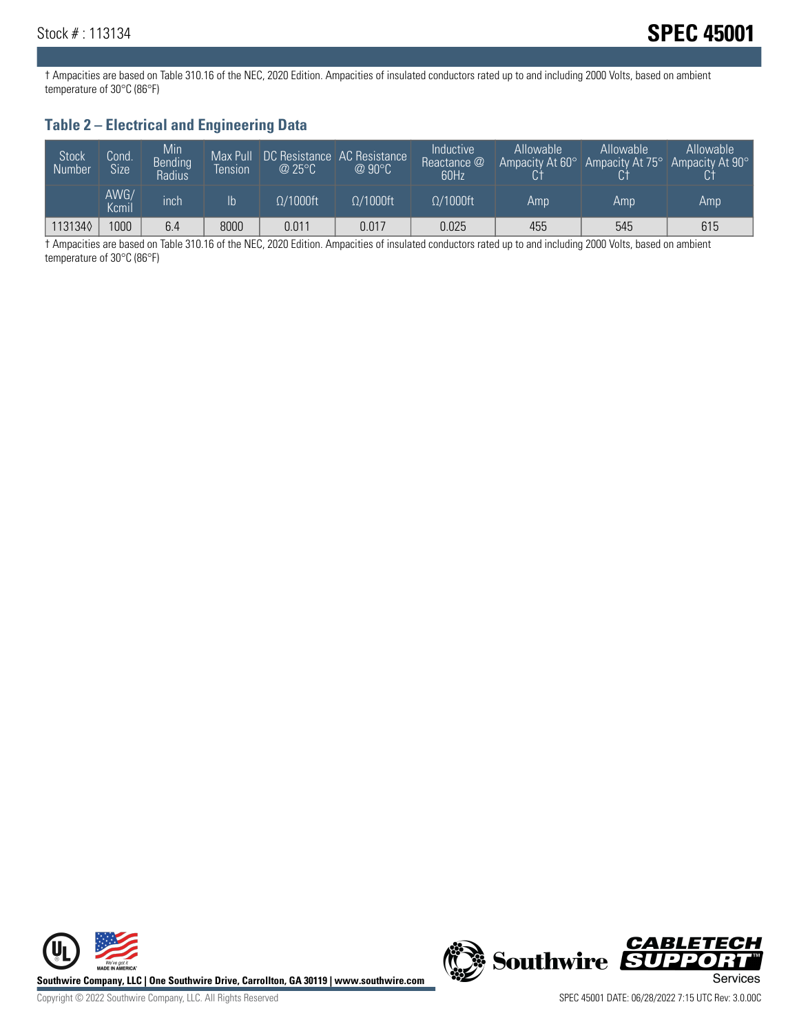† Ampacities are based on Table 310.16 of the NEC, 2020 Edition. Ampacities of insulated conductors rated up to and including 2000 Volts, based on ambient temperature of 30°C (86°F)

### Table 2 – Electrical and Engineering Data

| Stock Number | Cond. Size | Min Bending Radius | Max Pull Tension | DC Resistance @ 25°C | AC Resistance @ 90°C | Inductive Reactance @ 60Hz | Allowable Ampacity At 60° C† | Allowable Ampacity At 75° C† | Allowable Ampacity At 90° C† |
|---|---|---|---|---|---|---|---|---|---|
| | AWG/ Kcmil | inch | lb | Ω/1000ft | Ω/1000ft | Ω/1000ft | Amp | Amp | Amp |
| 113134◊ | 1000 | 6.4 | 8000 | 0.011 | 0.017 | 0.025 | 455 | 545 | 615 |

† Ampacities are based on Table 310.16 of the NEC, 2020 Edition. Ampacities of insulated conductors rated up to and including 2000 Volts, based on ambient temperature of 30°C (86°F)

Southwire Company, LLC | One Southwire Drive, Carrollton, GA 30119 | www.southwire.com

Copyright © 2022 Southwire Company, LLC. All Rights Reserved

SPEC 45001 DATE: 06/28/2022 7:15 UTC Rev: 3.0.00C